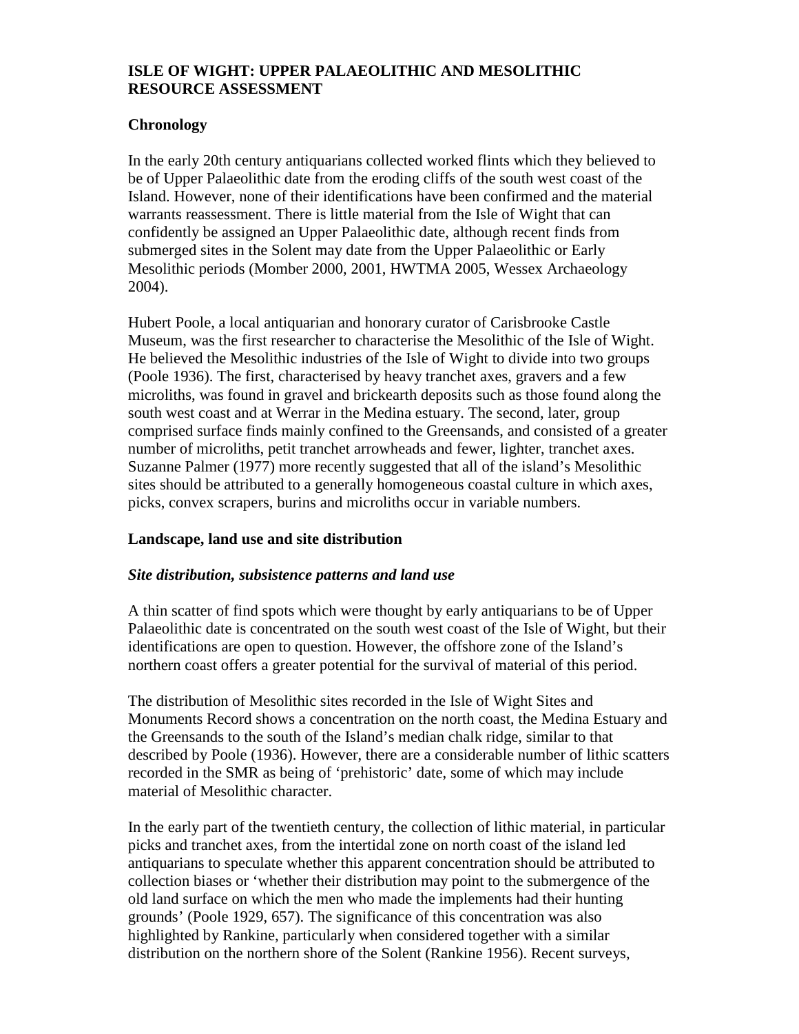# ISLE OF WIGHT: UPPER PALAEOLITHIC AND MESOLITHIC RESOURCE ASSESSMENT

## Chronology

In the early 20th century antiquarians collected worked flints which they believed to be of Upper Palaeolithic date from the eroding cliffs of the south west coast of the Island. However, none of their identifications have been confirmed and the material warrants reassessment. There is little material from the Isle of Wight that can confidently be assigned an Upper Palaeolithic date, although recent finds from submerged sites in the Solent may date from the Upper Palaeolithic or Early Mesolithic periods (Momber 2000, 2001, HWTMA 2005, Wessex Archaeology 2004).

Hubert Poole, a local antiquarian and honorary curator of Carisbrooke Castle Museum, was the first researcher to characterise the Mesolithic of the Isle of Wight. He believed the Mesolithic industries of the Isle of Wight to divide into two groups (Poole 1936). The first, characterised by heavy tranchet axes, gravers and a few microliths, was found in gravel and brickearth deposits such as those found along the south west coast and at Werrar in the Medina estuary. The second, later, group comprised surface finds mainly confined to the Greensands, and consisted of a greater number of microliths, petit tranchet arrowheads and fewer, lighter, tranchet axes. Suzanne Palmer (1977) more recently suggested that all of the island's Mesolithic sites should be attributed to a generally homogeneous coastal culture in which axes, picks, convex scrapers, burins and microliths occur in variable numbers.

## Landscape, land use and site distribution

### *Site distribution, subsistence patterns and land use*

A thin scatter of find spots which were thought by early antiquarians to be of Upper Palaeolithic date is concentrated on the south west coast of the Isle of Wight, but their identifications are open to question. However, the offshore zone of the Island's northern coast offers a greater potential for the survival of material of this period.

The distribution of Mesolithic sites recorded in the Isle of Wight Sites and Monuments Record shows a concentration on the north coast, the Medina Estuary and the Greensands to the south of the Island's median chalk ridge, similar to that described by Poole (1936). However, there are a considerable number of lithic scatters recorded in the SMR as being of 'prehistoric' date, some of which may include material of Mesolithic character.

In the early part of the twentieth century, the collection of lithic material, in particular picks and tranchet axes, from the intertidal zone on north coast of the island led antiquarians to speculate whether this apparent concentration should be attributed to collection biases or 'whether their distribution may point to the submergence of the old land surface on which the men who made the implements had their hunting grounds' (Poole 1929, 657). The significance of this concentration was also highlighted by Rankine, particularly when considered together with a similar distribution on the northern shore of the Solent (Rankine 1956). Recent surveys,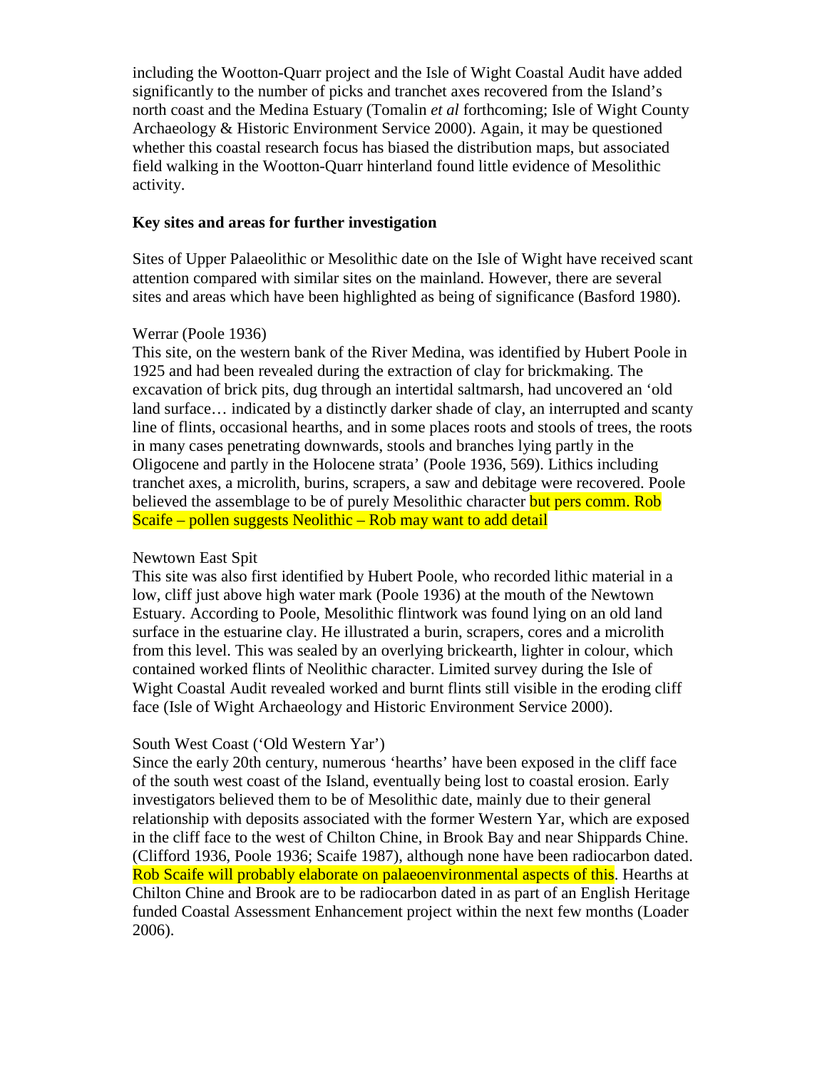including the Wootton-Quarr project and the Isle of Wight Coastal Audit have added significantly to the number of picks and tranchet axes recovered from the Island's north coast and the Medina Estuary (Tomalin *et al* forthcoming; Isle of Wight County Archaeology & Historic Environment Service 2000). Again, it may be questioned whether this coastal research focus has biased the distribution maps, but associated field walking in the Wootton-Quarr hinterland found little evidence of Mesolithic activity.

**Key sites and areas for further investigation**

Sites of Upper Palaeolithic or Mesolithic date on the Isle of Wight have received scant attention compared with similar sites on the mainland. However, there are several sites and areas which have been highlighted as being of significance (Basford 1980).

Werrar (Poole 1936)
This site, on the western bank of the River Medina, was identified by Hubert Poole in 1925 and had been revealed during the extraction of clay for brickmaking. The excavation of brick pits, dug through an intertidal saltmarsh, had uncovered an 'old land surface… indicated by a distinctly darker shade of clay, an interrupted and scanty line of flints, occasional hearths, and in some places roots and stools of trees, the roots in many cases penetrating downwards, stools and branches lying partly in the Oligocene and partly in the Holocene strata' (Poole 1936, 569). Lithics including tranchet axes, a microlith, burins, scrapers, a saw and debitage were recovered. Poole believed the assemblage to be of purely Mesolithic character but pers comm. Rob Scaife – pollen suggests Neolithic – Rob may want to add detail

Newtown East Spit
This site was also first identified by Hubert Poole, who recorded lithic material in a low, cliff just above high water mark (Poole 1936) at the mouth of the Newtown Estuary. According to Poole, Mesolithic flintwork was found lying on an old land surface in the estuarine clay. He illustrated a burin, scrapers, cores and a microlith from this level. This was sealed by an overlying brickearth, lighter in colour, which contained worked flints of Neolithic character. Limited survey during the Isle of Wight Coastal Audit revealed worked and burnt flints still visible in the eroding cliff face (Isle of Wight Archaeology and Historic Environment Service 2000).

South West Coast ('Old Western Yar')
Since the early 20th century, numerous 'hearths' have been exposed in the cliff face of the south west coast of the Island, eventually being lost to coastal erosion. Early investigators believed them to be of Mesolithic date, mainly due to their general relationship with deposits associated with the former Western Yar, which are exposed in the cliff face to the west of Chilton Chine, in Brook Bay and near Shippards Chine. (Clifford 1936, Poole 1936; Scaife 1987), although none have been radiocarbon dated. Rob Scaife will probably elaborate on palaeoenvironmental aspects of this. Hearths at Chilton Chine and Brook are to be radiocarbon dated in as part of an English Heritage funded Coastal Assessment Enhancement project within the next few months (Loader 2006).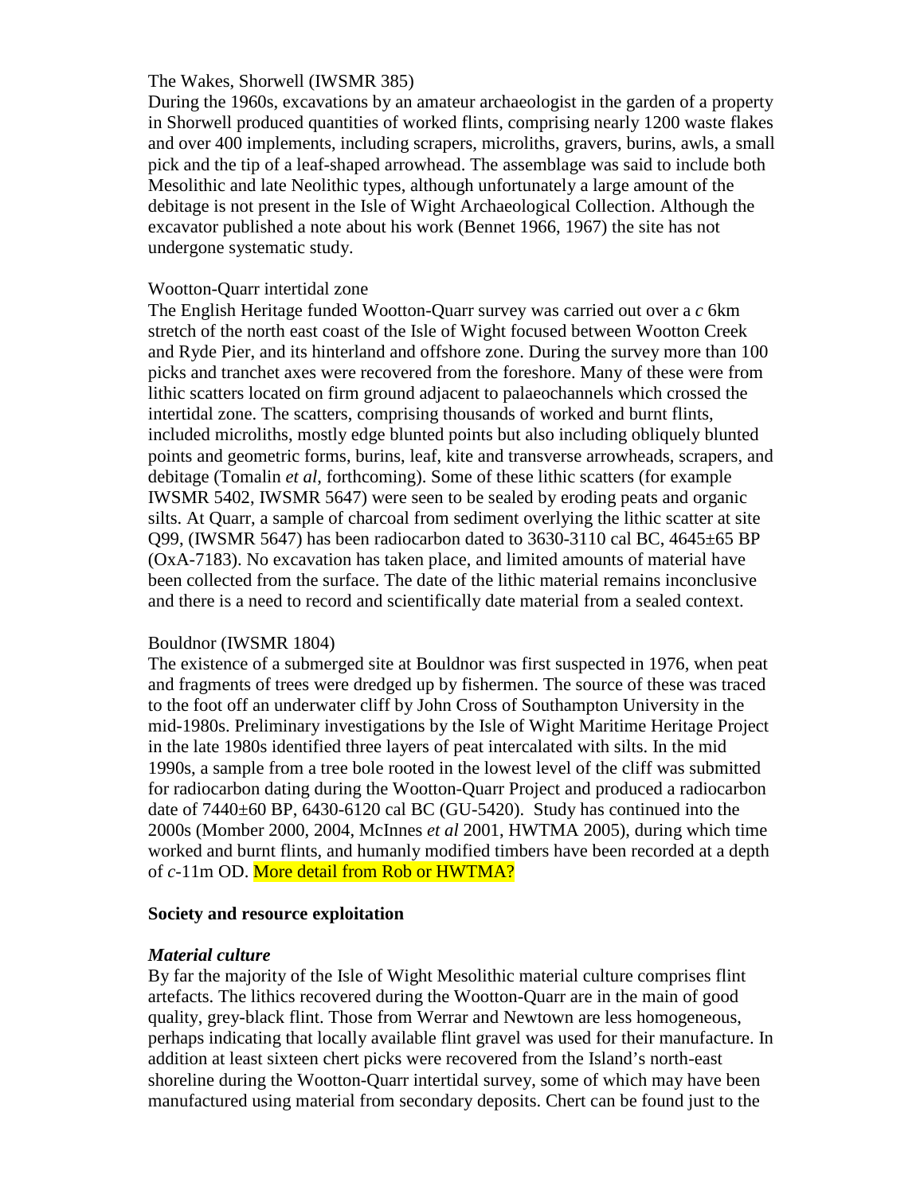The Wakes, Shorwell (IWSMR 385)

During the 1960s, excavations by an amateur archaeologist in the garden of a property in Shorwell produced quantities of worked flints, comprising nearly 1200 waste flakes and over 400 implements, including scrapers, microliths, gravers, burins, awls, a small pick and the tip of a leaf-shaped arrowhead. The assemblage was said to include both Mesolithic and late Neolithic types, although unfortunately a large amount of the debitage is not present in the Isle of Wight Archaeological Collection. Although the excavator published a note about his work (Bennet 1966, 1967) the site has not undergone systematic study.

Wootton-Quarr intertidal zone

The English Heritage funded Wootton-Quarr survey was carried out over a *c* 6km stretch of the north east coast of the Isle of Wight focused between Wootton Creek and Ryde Pier, and its hinterland and offshore zone. During the survey more than 100 picks and tranchet axes were recovered from the foreshore. Many of these were from lithic scatters located on firm ground adjacent to palaeochannels which crossed the intertidal zone. The scatters, comprising thousands of worked and burnt flints, included microliths, mostly edge blunted points but also including obliquely blunted points and geometric forms, burins, leaf, kite and transverse arrowheads, scrapers, and debitage (Tomalin *et al*, forthcoming). Some of these lithic scatters (for example IWSMR 5402, IWSMR 5647) were seen to be sealed by eroding peats and organic silts. At Quarr, a sample of charcoal from sediment overlying the lithic scatter at site Q99, (IWSMR 5647) has been radiocarbon dated to 3630-3110 cal BC, 4645±65 BP (OxA-7183). No excavation has taken place, and limited amounts of material have been collected from the surface. The date of the lithic material remains inconclusive and there is a need to record and scientifically date material from a sealed context.

Bouldnor (IWSMR 1804)

The existence of a submerged site at Bouldnor was first suspected in 1976, when peat and fragments of trees were dredged up by fishermen. The source of these was traced to the foot off an underwater cliff by John Cross of Southampton University in the mid-1980s. Preliminary investigations by the Isle of Wight Maritime Heritage Project in the late 1980s identified three layers of peat intercalated with silts. In the mid 1990s, a sample from a tree bole rooted in the lowest level of the cliff was submitted for radiocarbon dating during the Wootton-Quarr Project and produced a radiocarbon date of 7440±60 BP, 6430-6120 cal BC (GU-5420). Study has continued into the 2000s (Momber 2000, 2004, McInnes *et al* 2001, HWTMA 2005), during which time worked and burnt flints, and humanly modified timbers have been recorded at a depth of *c*-11m OD. More detail from Rob or HWTMA?

**Society and resource exploitation**

***Material culture***

By far the majority of the Isle of Wight Mesolithic material culture comprises flint artefacts. The lithics recovered during the Wootton-Quarr are in the main of good quality, grey-black flint. Those from Werrar and Newtown are less homogeneous, perhaps indicating that locally available flint gravel was used for their manufacture. In addition at least sixteen chert picks were recovered from the Island's north-east shoreline during the Wootton-Quarr intertidal survey, some of which may have been manufactured using material from secondary deposits. Chert can be found just to the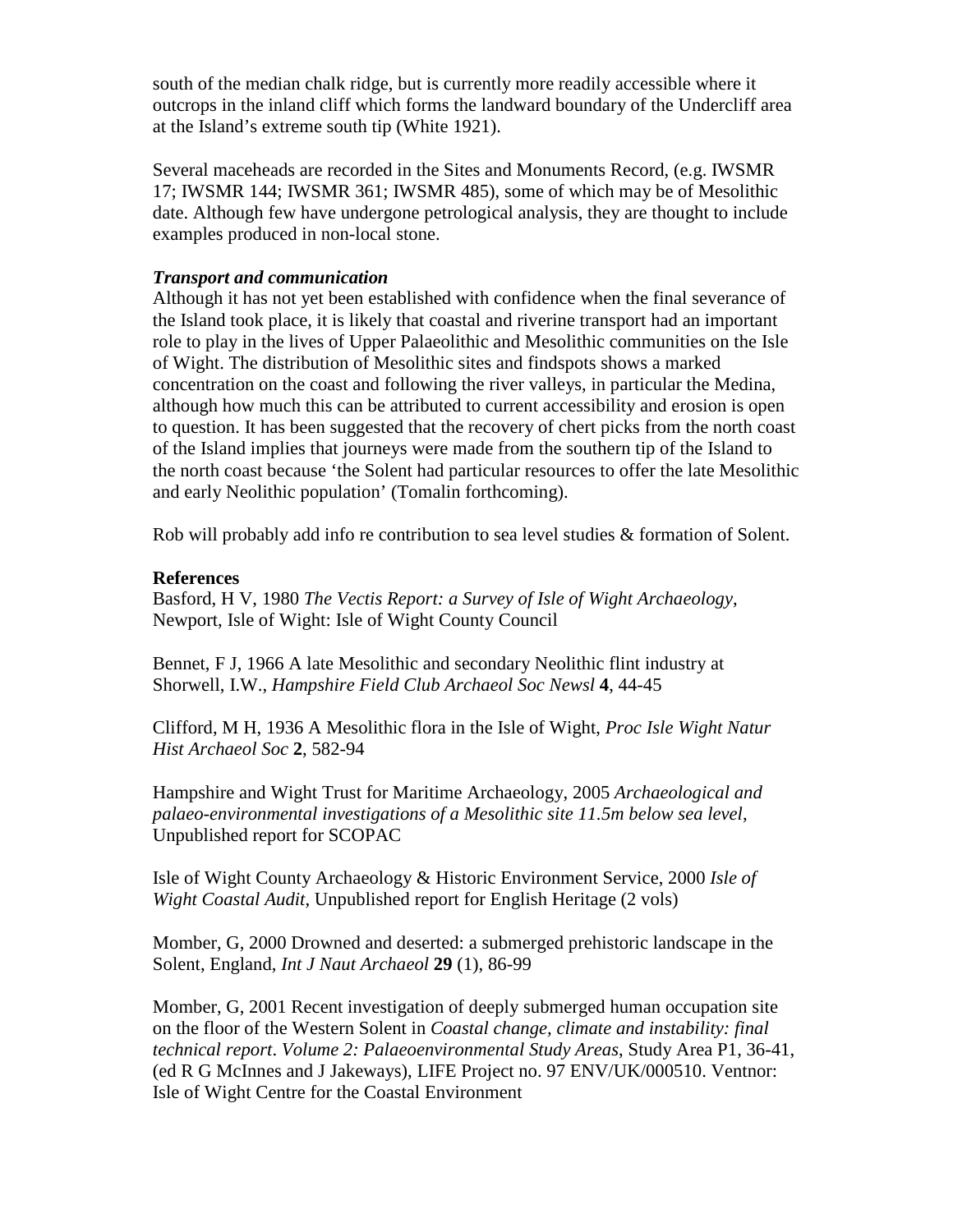south of the median chalk ridge, but is currently more readily accessible where it outcrops in the inland cliff which forms the landward boundary of the Undercliff area at the Island's extreme south tip (White 1921).

Several maceheads are recorded in the Sites and Monuments Record, (e.g. IWSMR 17; IWSMR 144; IWSMR 361; IWSMR 485), some of which may be of Mesolithic date. Although few have undergone petrological analysis, they are thought to include examples produced in non-local stone.

### ***Transport and communication***

Although it has not yet been established with confidence when the final severance of the Island took place, it is likely that coastal and riverine transport had an important role to play in the lives of Upper Palaeolithic and Mesolithic communities on the Isle of Wight. The distribution of Mesolithic sites and findspots shows a marked concentration on the coast and following the river valleys, in particular the Medina, although how much this can be attributed to current accessibility and erosion is open to question. It has been suggested that the recovery of chert picks from the north coast of the Island implies that journeys were made from the southern tip of the Island to the north coast because 'the Solent had particular resources to offer the late Mesolithic and early Neolithic population' (Tomalin forthcoming).

Rob will probably add info re contribution to sea level studies & formation of Solent.

## **References**

Basford, H V, 1980 *The Vectis Report: a Survey of Isle of Wight Archaeology*, Newport, Isle of Wight: Isle of Wight County Council

Bennet, F J, 1966 A late Mesolithic and secondary Neolithic flint industry at Shorwell, I.W., *Hampshire Field Club Archaeol Soc Newsl* **4**, 44-45

Clifford, M H, 1936 A Mesolithic flora in the Isle of Wight, *Proc Isle Wight Natur Hist Archaeol Soc* **2**, 582-94

Hampshire and Wight Trust for Maritime Archaeology, 2005 *Archaeological and palaeo-environmental investigations of a Mesolithic site 11.5m below sea level*, Unpublished report for SCOPAC

Isle of Wight County Archaeology & Historic Environment Service, 2000 *Isle of Wight Coastal Audit*, Unpublished report for English Heritage (2 vols)

Momber, G, 2000 Drowned and deserted: a submerged prehistoric landscape in the Solent, England, *Int J Naut Archaeol* **29** (1), 86-99

Momber, G, 2001 Recent investigation of deeply submerged human occupation site on the floor of the Western Solent in *Coastal change, climate and instability: final technical report*. *Volume 2: Palaeoenvironmental Study Areas*, Study Area P1, 36-41, (ed R G McInnes and J Jakeways), LIFE Project no. 97 ENV/UK/000510. Ventnor: Isle of Wight Centre for the Coastal Environment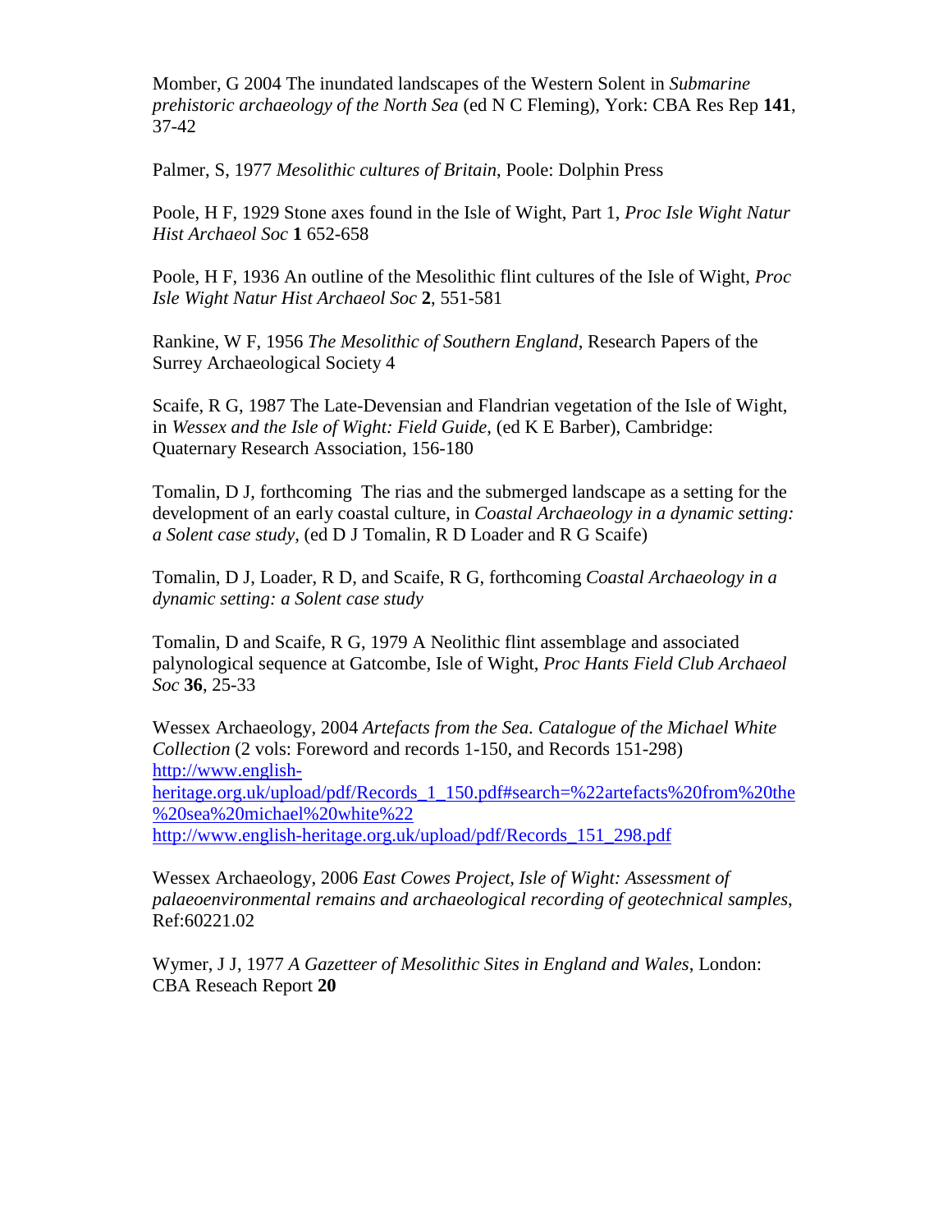Momber, G 2004 The inundated landscapes of the Western Solent in *Submarine prehistoric archaeology of the North Sea* (ed N C Fleming), York: CBA Res Rep **141**, 37-42

Palmer, S, 1977 *Mesolithic cultures of Britain*, Poole: Dolphin Press

Poole, H F, 1929 Stone axes found in the Isle of Wight, Part 1, *Proc Isle Wight Natur Hist Archaeol Soc* **1** 652-658

Poole, H F, 1936 An outline of the Mesolithic flint cultures of the Isle of Wight, *Proc Isle Wight Natur Hist Archaeol Soc* **2**, 551-581

Rankine, W F, 1956 *The Mesolithic of Southern England*, Research Papers of the Surrey Archaeological Society 4

Scaife, R G, 1987 The Late-Devensian and Flandrian vegetation of the Isle of Wight, in *Wessex and the Isle of Wight: Field Guide*, (ed K E Barber), Cambridge: Quaternary Research Association, 156-180

Tomalin, D J, forthcoming The rias and the submerged landscape as a setting for the development of an early coastal culture, in *Coastal Archaeology in a dynamic setting: a Solent case study*, (ed D J Tomalin, R D Loader and R G Scaife)

Tomalin, D J, Loader, R D, and Scaife, R G, forthcoming *Coastal Archaeology in a dynamic setting: a Solent case study*

Tomalin, D and Scaife, R G, 1979 A Neolithic flint assemblage and associated palynological sequence at Gatcombe, Isle of Wight, *Proc Hants Field Club Archaeol Soc* **36**, 25-33

Wessex Archaeology, 2004 *Artefacts from the Sea. Catalogue of the Michael White Collection* (2 vols: Foreword and records 1-150, and Records 151-298) [http://www.english-heritage.org.uk/upload/pdf/Records_1_150.pdf#search=%22artefacts%20from%20the%20sea%20michael%20white%22](http://www.english-heritage.org.uk/upload/pdf/Records_1_150.pdf#search=%22artefacts%20from%20the%20sea%20michael%20white%22)
[http://www.english-heritage.org.uk/upload/pdf/Records_151_298.pdf](http://www.english-heritage.org.uk/upload/pdf/Records_151_298.pdf)

Wessex Archaeology, 2006 *East Cowes Project, Isle of Wight: Assessment of palaeoenvironmental remains and archaeological recording of geotechnical samples*, Ref:60221.02

Wymer, J J, 1977 *A Gazetteer of Mesolithic Sites in England and Wales*, London: CBA Reseach Report **20**